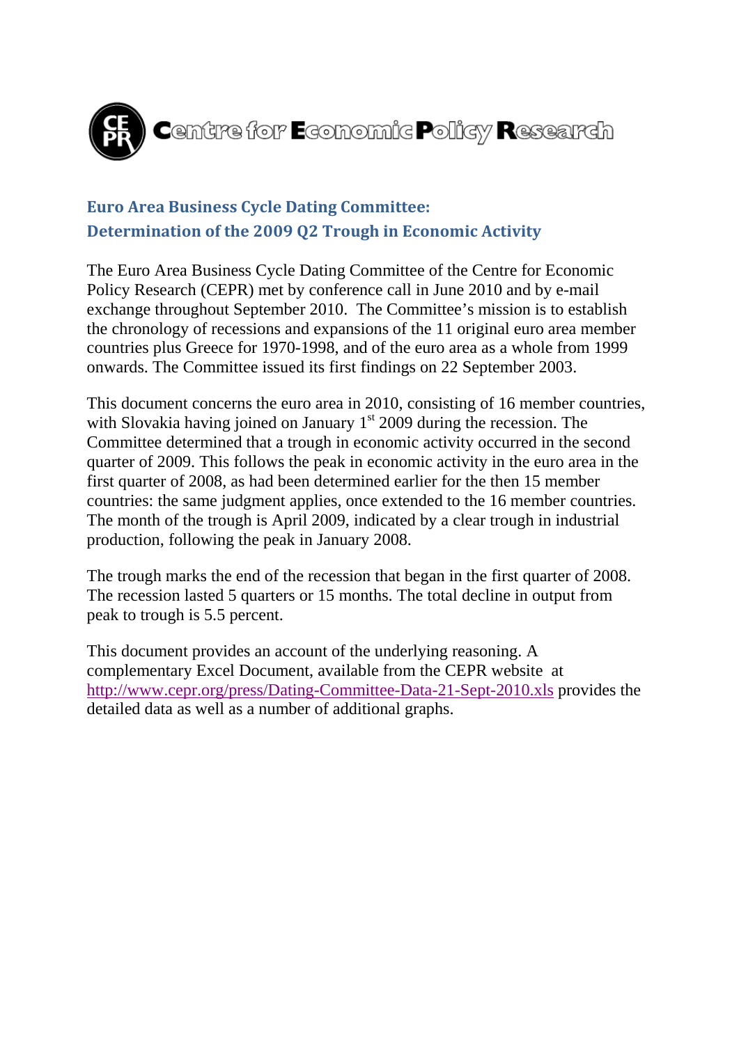Centre for Economic Policy Research

## Euro Area Business Cycle Dating Committee:
## Determination of the 2009 Q2 Trough in Economic Activity

The Euro Area Business Cycle Dating Committee of the Centre for Economic Policy Research (CEPR) met by conference call in June 2010 and by e-mail exchange throughout September 2010. The Committee's mission is to establish the chronology of recessions and expansions of the 11 original euro area member countries plus Greece for 1970-1998, and of the euro area as a whole from 1999 onwards. The Committee issued its first findings on 22 September 2003.

This document concerns the euro area in 2010, consisting of 16 member countries, with Slovakia having joined on January 1st 2009 during the recession. The Committee determined that a trough in economic activity occurred in the second quarter of 2009. This follows the peak in economic activity in the euro area in the first quarter of 2008, as had been determined earlier for the then 15 member countries: the same judgment applies, once extended to the 16 member countries. The month of the trough is April 2009, indicated by a clear trough in industrial production, following the peak in January 2008.

The trough marks the end of the recession that began in the first quarter of 2008. The recession lasted 5 quarters or 15 months. The total decline in output from peak to trough is 5.5 percent.

This document provides an account of the underlying reasoning. A complementary Excel Document, available from the CEPR website at [http://www.cepr.org/press/Dating-Committee-Data-21-Sept-2010.xls](http://www.cepr.org/press/Dating-Committee-Data-21-Sept-2010.xls) provides the detailed data as well as a number of additional graphs.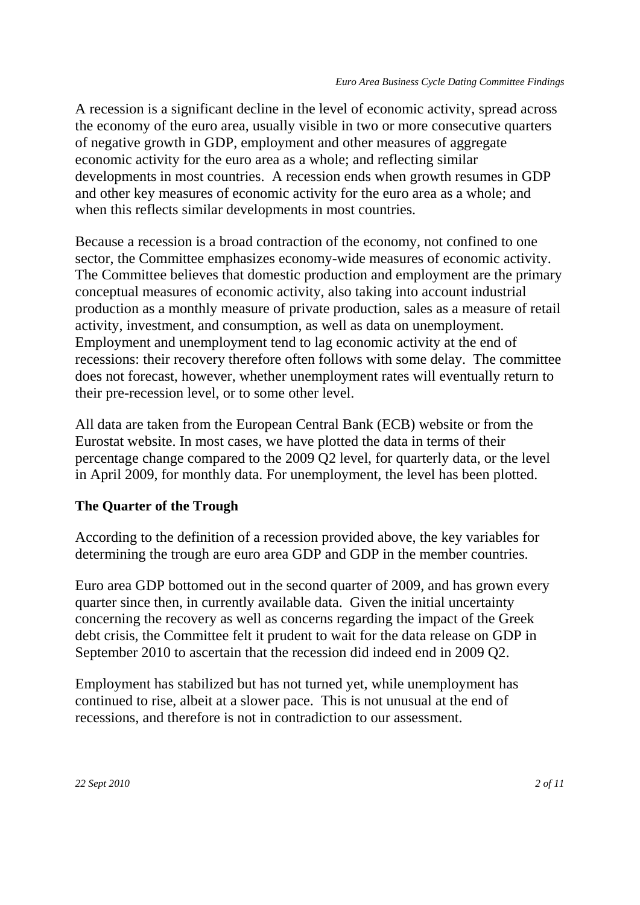A recession is a significant decline in the level of economic activity, spread across the economy of the euro area, usually visible in two or more consecutive quarters of negative growth in GDP, employment and other measures of aggregate economic activity for the euro area as a whole; and reflecting similar developments in most countries. A recession ends when growth resumes in GDP and other key measures of economic activity for the euro area as a whole; and when this reflects similar developments in most countries.

Because a recession is a broad contraction of the economy, not confined to one sector, the Committee emphasizes economy-wide measures of economic activity. The Committee believes that domestic production and employment are the primary conceptual measures of economic activity, also taking into account industrial production as a monthly measure of private production, sales as a measure of retail activity, investment, and consumption, as well as data on unemployment. Employment and unemployment tend to lag economic activity at the end of recessions: their recovery therefore often follows with some delay. The committee does not forecast, however, whether unemployment rates will eventually return to their pre-recession level, or to some other level.

All data are taken from the European Central Bank (ECB) website or from the Eurostat website. In most cases, we have plotted the data in terms of their percentage change compared to the 2009 Q2 level, for quarterly data, or the level in April 2009, for monthly data. For unemployment, the level has been plotted.

**The Quarter of the Trough**

According to the definition of a recession provided above, the key variables for determining the trough are euro area GDP and GDP in the member countries.

Euro area GDP bottomed out in the second quarter of 2009, and has grown every quarter since then, in currently available data. Given the initial uncertainty concerning the recovery as well as concerns regarding the impact of the Greek debt crisis, the Committee felt it prudent to wait for the data release on GDP in September 2010 to ascertain that the recession did indeed end in 2009 Q2.

Employment has stabilized but has not turned yet, while unemployment has continued to rise, albeit at a slower pace. This is not unusual at the end of recessions, and therefore is not in contradiction to our assessment.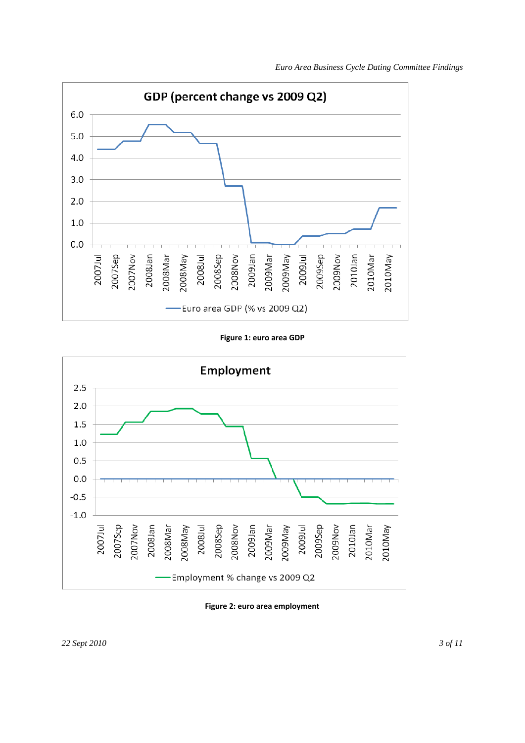Figure 1: euro area GDP

Figure 2: euro area employment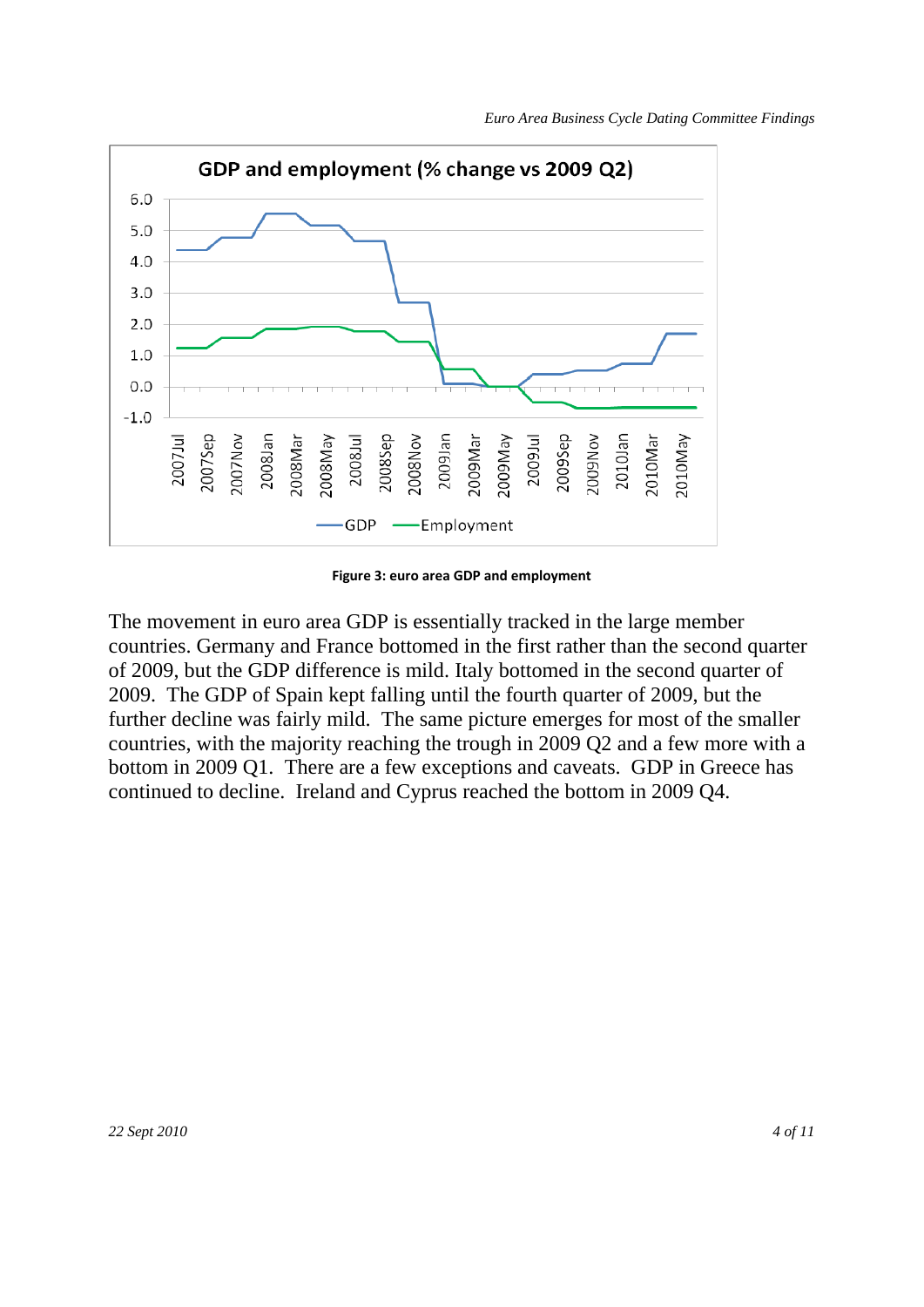**Figure 3: euro area GDP and employment**

The movement in euro area GDP is essentially tracked in the large member countries. Germany and France bottomed in the first rather than the second quarter of 2009, but the GDP difference is mild. Italy bottomed in the second quarter of 2009. The GDP of Spain kept falling until the fourth quarter of 2009, but the further decline was fairly mild. The same picture emerges for most of the smaller countries, with the majority reaching the trough in 2009 Q2 and a few more with a bottom in 2009 Q1. There are a few exceptions and caveats. GDP in Greece has continued to decline. Ireland and Cyprus reached the bottom in 2009 Q4.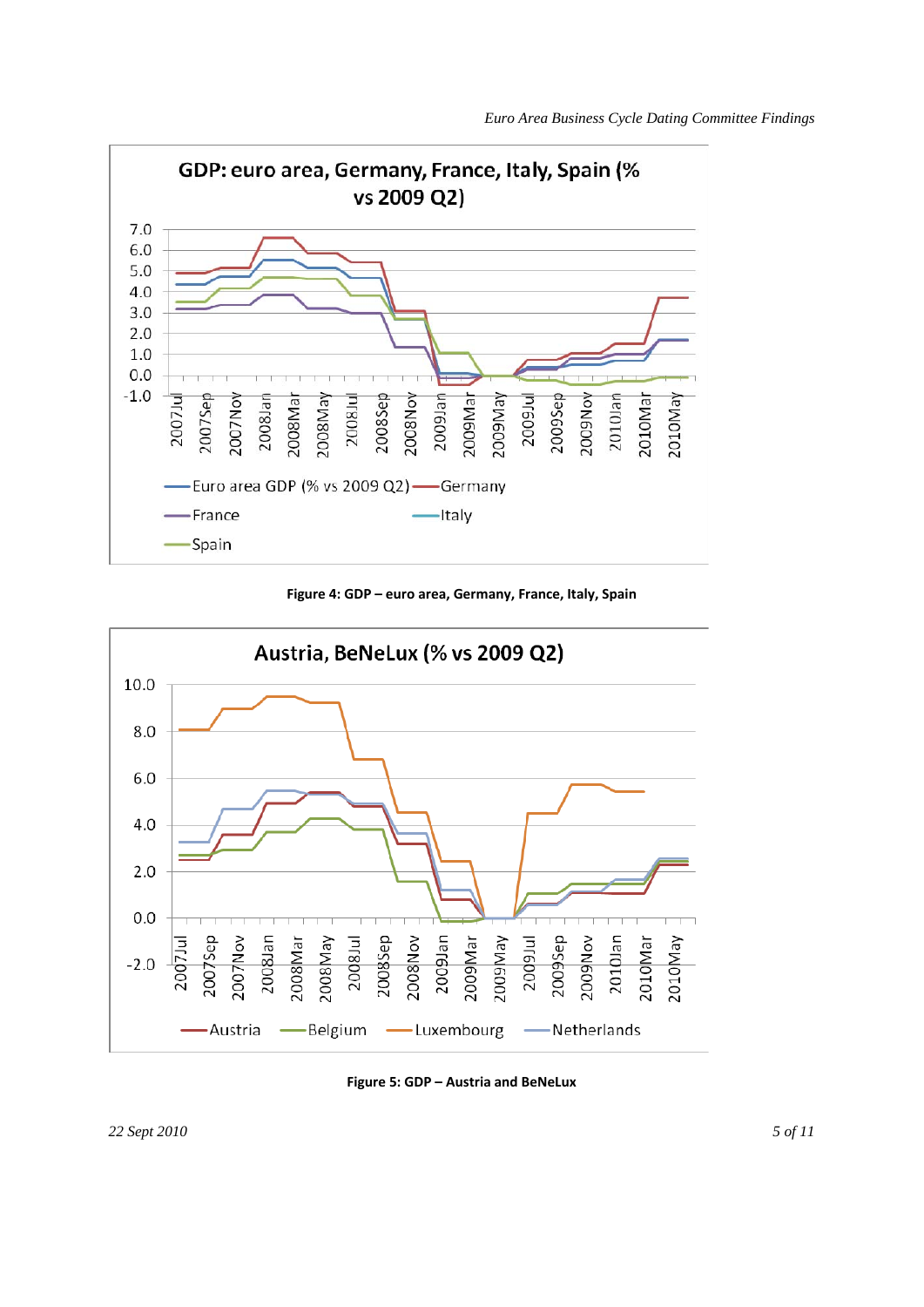**Figure 4: GDP – euro area, Germany, France, Italy, Spain**

**Figure 5: GDP – Austria and BeNeLux**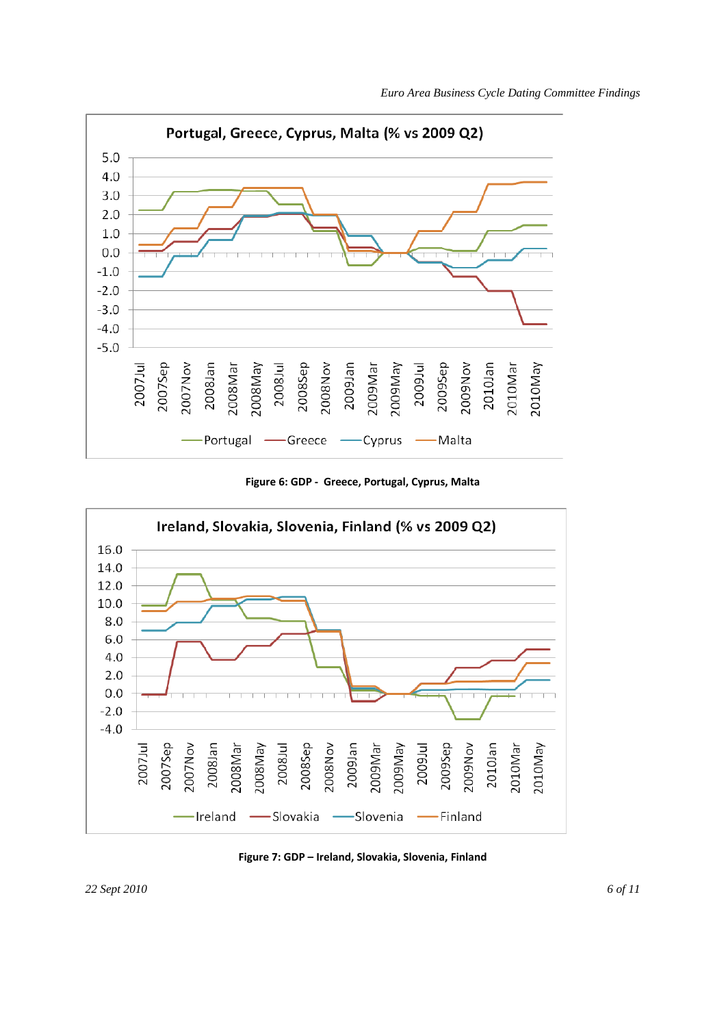Figure 6: GDP - Greece, Portugal, Cyprus, Malta

Figure 7: GDP – Ireland, Slovakia, Slovenia, Finland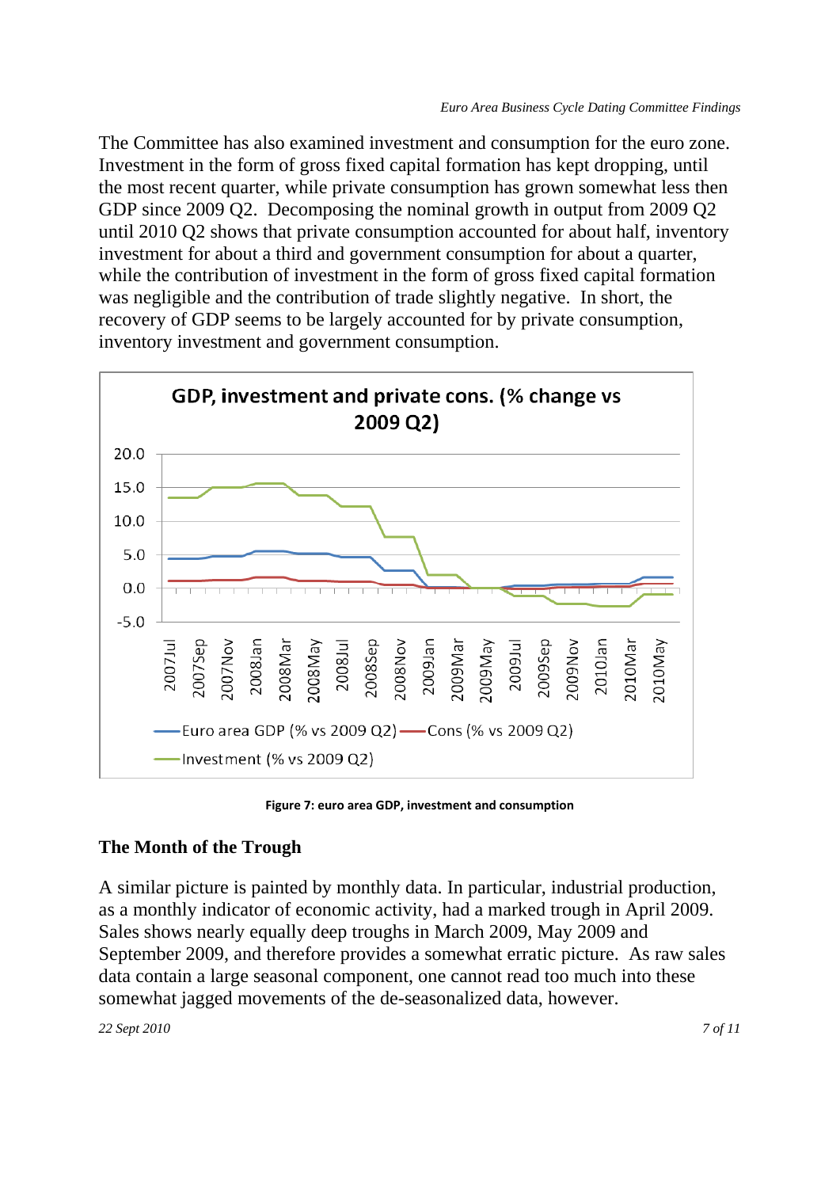The Committee has also examined investment and consumption for the euro zone. Investment in the form of gross fixed capital formation has kept dropping, until the most recent quarter, while private consumption has grown somewhat less then GDP since 2009 Q2. Decomposing the nominal growth in output from 2009 Q2 until 2010 Q2 shows that private consumption accounted for about half, inventory investment for about a third and government consumption for about a quarter, while the contribution of investment in the form of gross fixed capital formation was negligible and the contribution of trade slightly negative. In short, the recovery of GDP seems to be largely accounted for by private consumption, inventory investment and government consumption.

Figure 7: euro area GDP, investment and consumption

## The Month of the Trough

A similar picture is painted by monthly data. In particular, industrial production, as a monthly indicator of economic activity, had a marked trough in April 2009. Sales shows nearly equally deep troughs in March 2009, May 2009 and September 2009, and therefore provides a somewhat erratic picture. As raw sales data contain a large seasonal component, one cannot read too much into these somewhat jagged movements of the de-seasonalized data, however.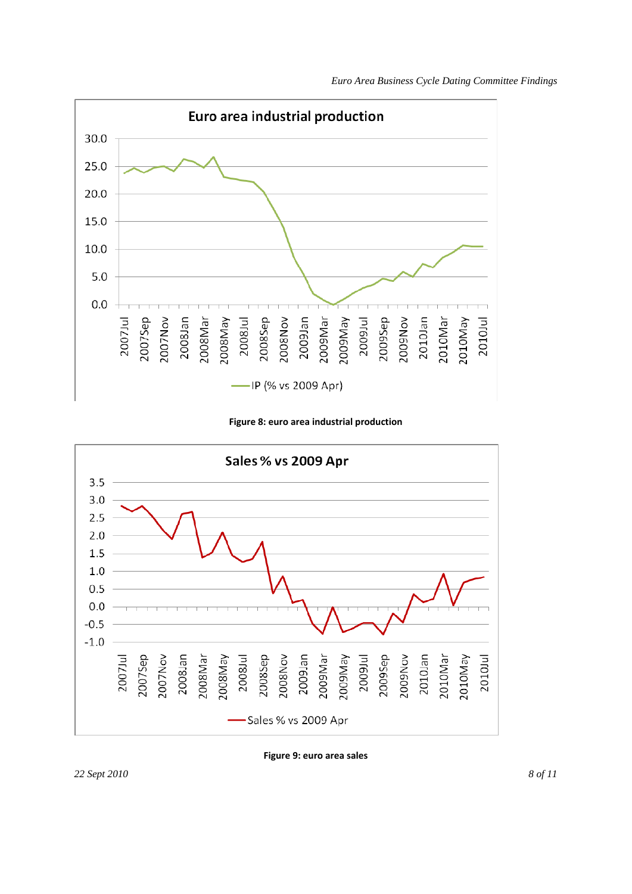Figure 8: euro area industrial production

Figure 9: euro area sales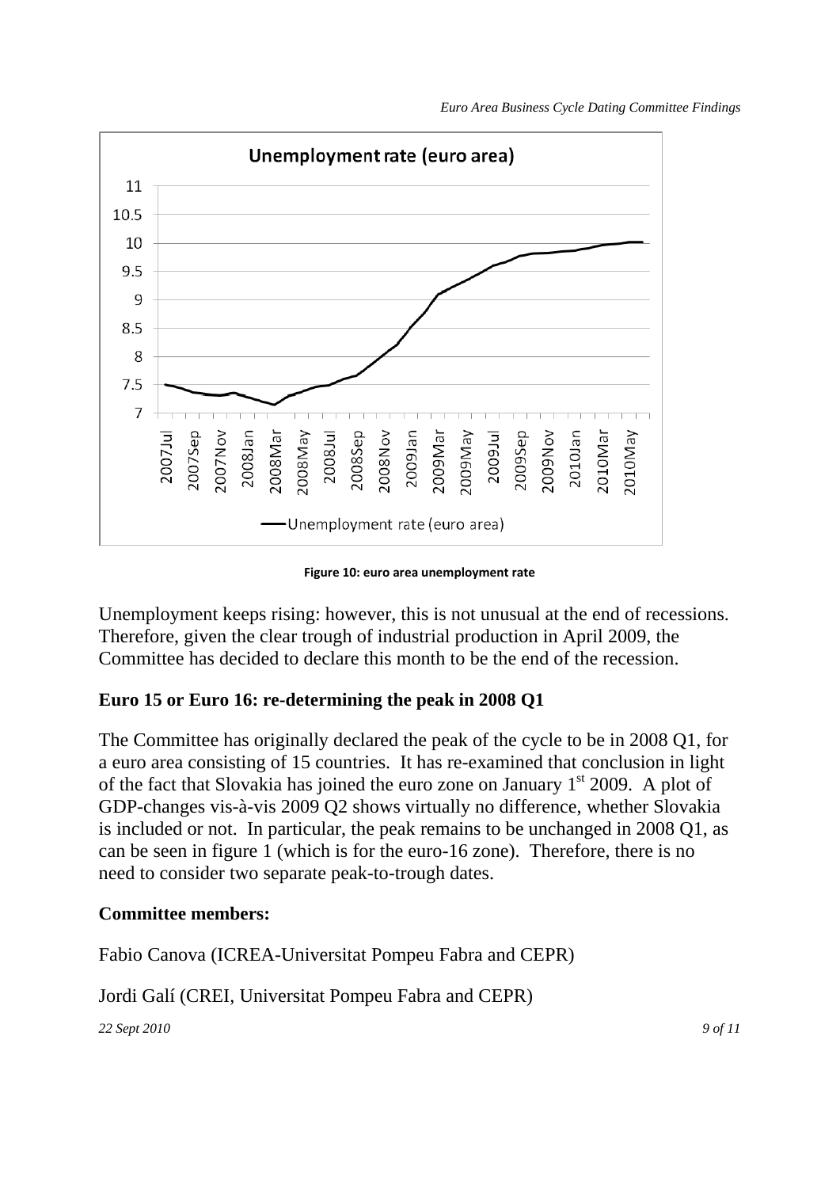Figure 10: euro area unemployment rate

Unemployment keeps rising: however, this is not unusual at the end of recessions. Therefore, given the clear trough of industrial production in April 2009, the Committee has decided to declare this month to be the end of the recession.

**Euro 15 or Euro 16: re-determining the peak in 2008 Q1**

The Committee has originally declared the peak of the cycle to be in 2008 Q1, for a euro area consisting of 15 countries. It has re-examined that conclusion in light of the fact that Slovakia has joined the euro zone on January 1st 2009. A plot of GDP-changes vis-à-vis 2009 Q2 shows virtually no difference, whether Slovakia is included or not. In particular, the peak remains to be unchanged in 2008 Q1, as can be seen in figure 1 (which is for the euro-16 zone). Therefore, there is no need to consider two separate peak-to-trough dates.

**Committee members:**

Fabio Canova (ICREA-Universitat Pompeu Fabra and CEPR)

Jordi Galí (CREI, Universitat Pompeu Fabra and CEPR)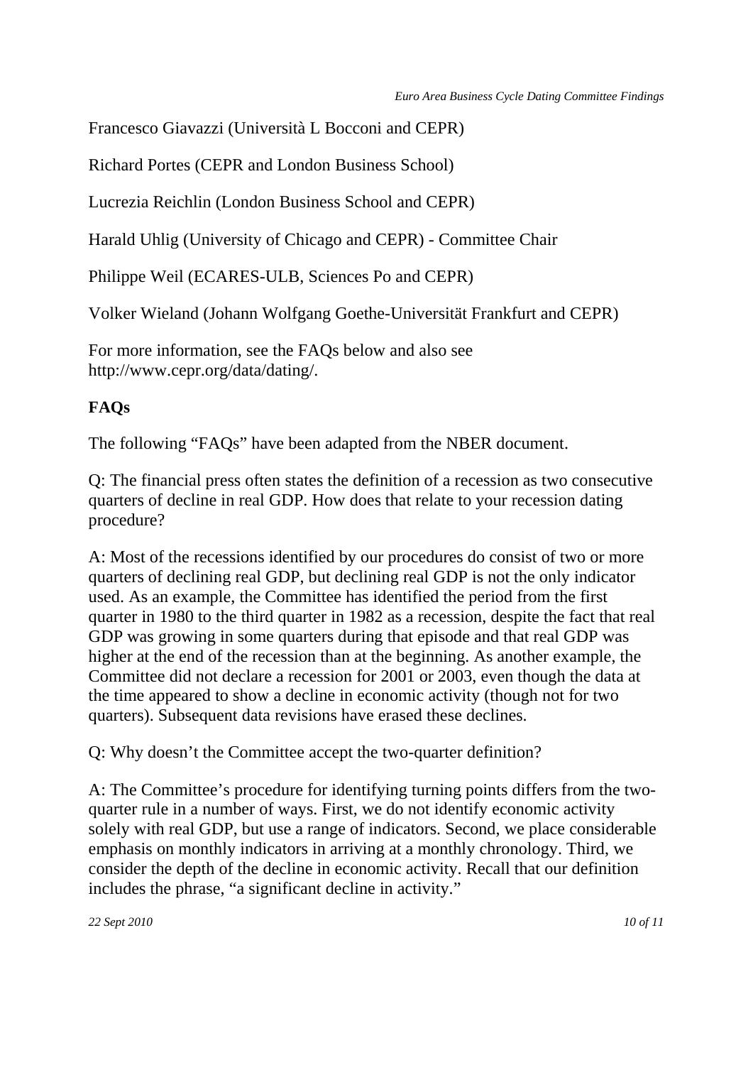Francesco Giavazzi (Università L Bocconi and CEPR)

Richard Portes (CEPR and London Business School)

Lucrezia Reichlin (London Business School and CEPR)

Harald Uhlig (University of Chicago and CEPR) - Committee Chair

Philippe Weil (ECARES-ULB, Sciences Po and CEPR)

Volker Wieland (Johann Wolfgang Goethe-Universität Frankfurt and CEPR)

For more information, see the FAQs below and also see http://www.cepr.org/data/dating/.

**FAQs**

The following "FAQs" have been adapted from the NBER document.

Q: The financial press often states the definition of a recession as two consecutive quarters of decline in real GDP. How does that relate to your recession dating procedure?

A: Most of the recessions identified by our procedures do consist of two or more quarters of declining real GDP, but declining real GDP is not the only indicator used. As an example, the Committee has identified the period from the first quarter in 1980 to the third quarter in 1982 as a recession, despite the fact that real GDP was growing in some quarters during that episode and that real GDP was higher at the end of the recession than at the beginning. As another example, the Committee did not declare a recession for 2001 or 2003, even though the data at the time appeared to show a decline in economic activity (though not for two quarters). Subsequent data revisions have erased these declines.

Q: Why doesn't the Committee accept the two-quarter definition?

A: The Committee's procedure for identifying turning points differs from the two-quarter rule in a number of ways. First, we do not identify economic activity solely with real GDP, but use a range of indicators. Second, we place considerable emphasis on monthly indicators in arriving at a monthly chronology. Third, we consider the depth of the decline in economic activity. Recall that our definition includes the phrase, "a significant decline in activity."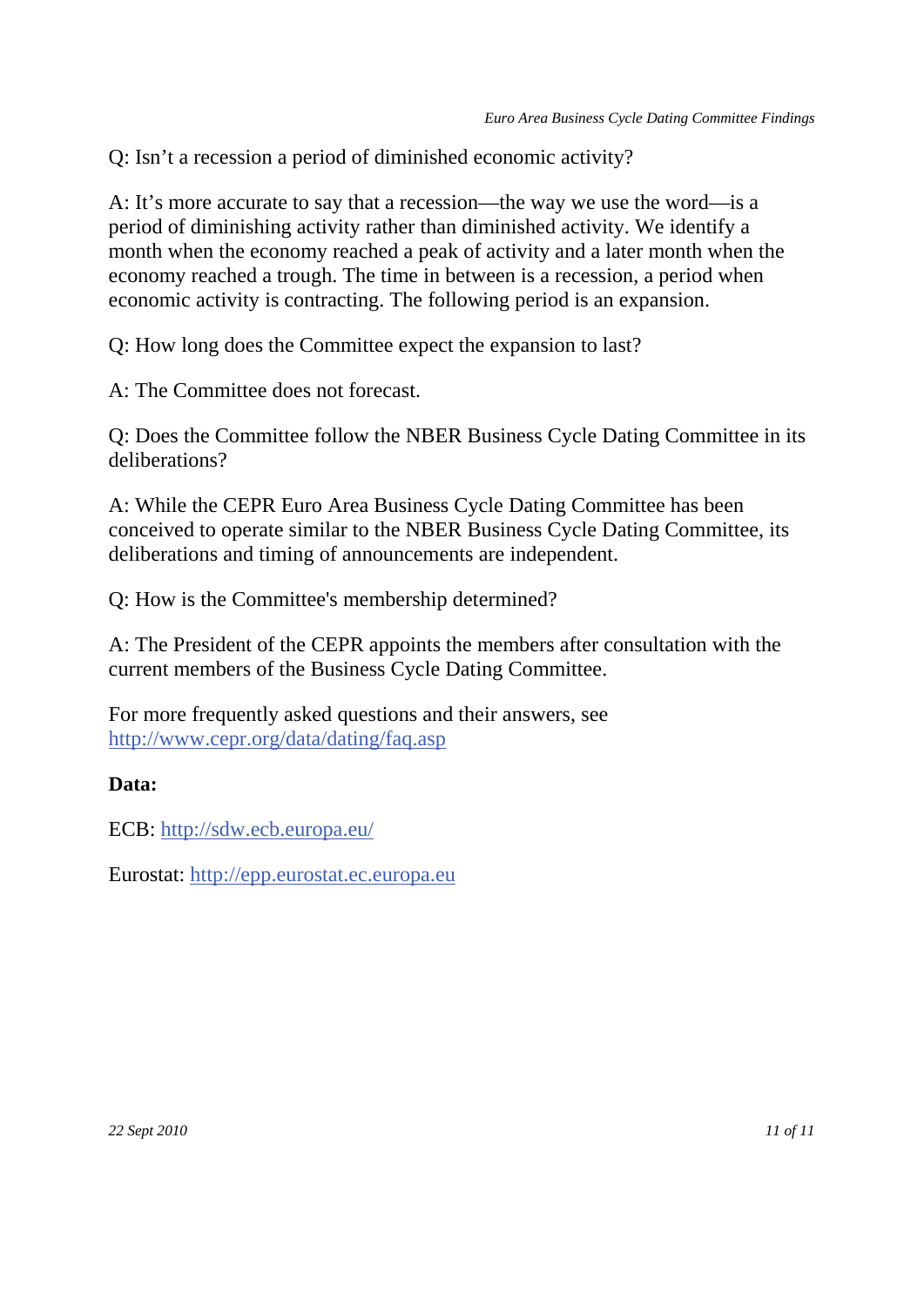Q: Isn't a recession a period of diminished economic activity?

A: It's more accurate to say that a recession—the way we use the word—is a period of diminishing activity rather than diminished activity. We identify a month when the economy reached a peak of activity and a later month when the economy reached a trough. The time in between is a recession, a period when economic activity is contracting. The following period is an expansion.

Q: How long does the Committee expect the expansion to last?

A: The Committee does not forecast.

Q: Does the Committee follow the NBER Business Cycle Dating Committee in its deliberations?

A: While the CEPR Euro Area Business Cycle Dating Committee has been conceived to operate similar to the NBER Business Cycle Dating Committee, its deliberations and timing of announcements are independent.

Q: How is the Committee's membership determined?

A: The President of the CEPR appoints the members after consultation with the current members of the Business Cycle Dating Committee.

For more frequently asked questions and their answers, see http://www.cepr.org/data/dating/faq.asp

**Data:**

ECB: http://sdw.ecb.europa.eu/

Eurostat: http://epp.eurostat.ec.europa.eu